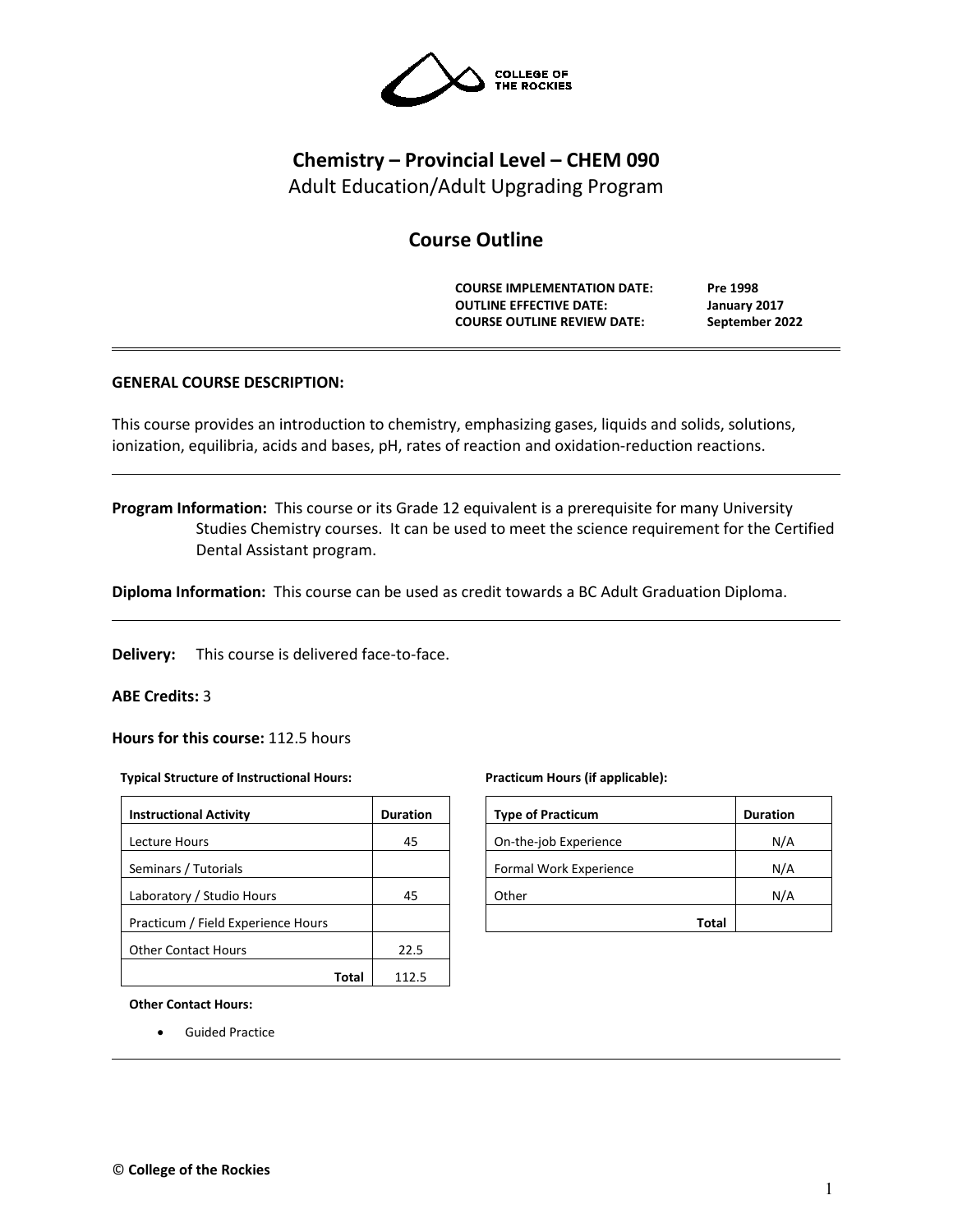COLLEGE OF THE ROCKIES

# Chemistry – Provincial Level – CHEM 090

Adult Education/Adult Upgrading Program

## Course Outline

**COURSE IMPLEMENTATION DATE:** **Pre 1998**
**OUTLINE EFFECTIVE DATE:** **January 2017**
**COURSE OUTLINE REVIEW DATE:** **September 2022**

---

### GENERAL COURSE DESCRIPTION:

This course provides an introduction to chemistry, emphasizing gases, liquids and solids, solutions, ionization, equilibria, acids and bases, pH, rates of reaction and oxidation-reduction reactions.

---

**Program Information:** This course or its Grade 12 equivalent is a prerequisite for many University Studies Chemistry courses. It can be used to meet the science requirement for the Certified Dental Assistant program.

**Diploma Information:** This course can be used as credit towards a BC Adult Graduation Diploma.

---

**Delivery:** This course is delivered face-to-face.

**ABE Credits:** 3

**Hours for this course:** 112.5 hours

**Typical Structure of Instructional Hours:**

| Instructional Activity | Duration |
|---|---|
| Lecture Hours | 45 |
| Seminars / Tutorials | |
| Laboratory / Studio Hours | 45 |
| Practicum / Field Experience Hours | |
| Other Contact Hours | 22.5 |
| **Total** | 112.5 |

**Practicum Hours (if applicable):**

| Type of Practicum | Duration |
|---|---|
| On-the-job Experience | N/A |
| Formal Work Experience | N/A |
| Other | N/A |
| **Total** | |

**Other Contact Hours:**

- Guided Practice

---

© **College of the Rockies**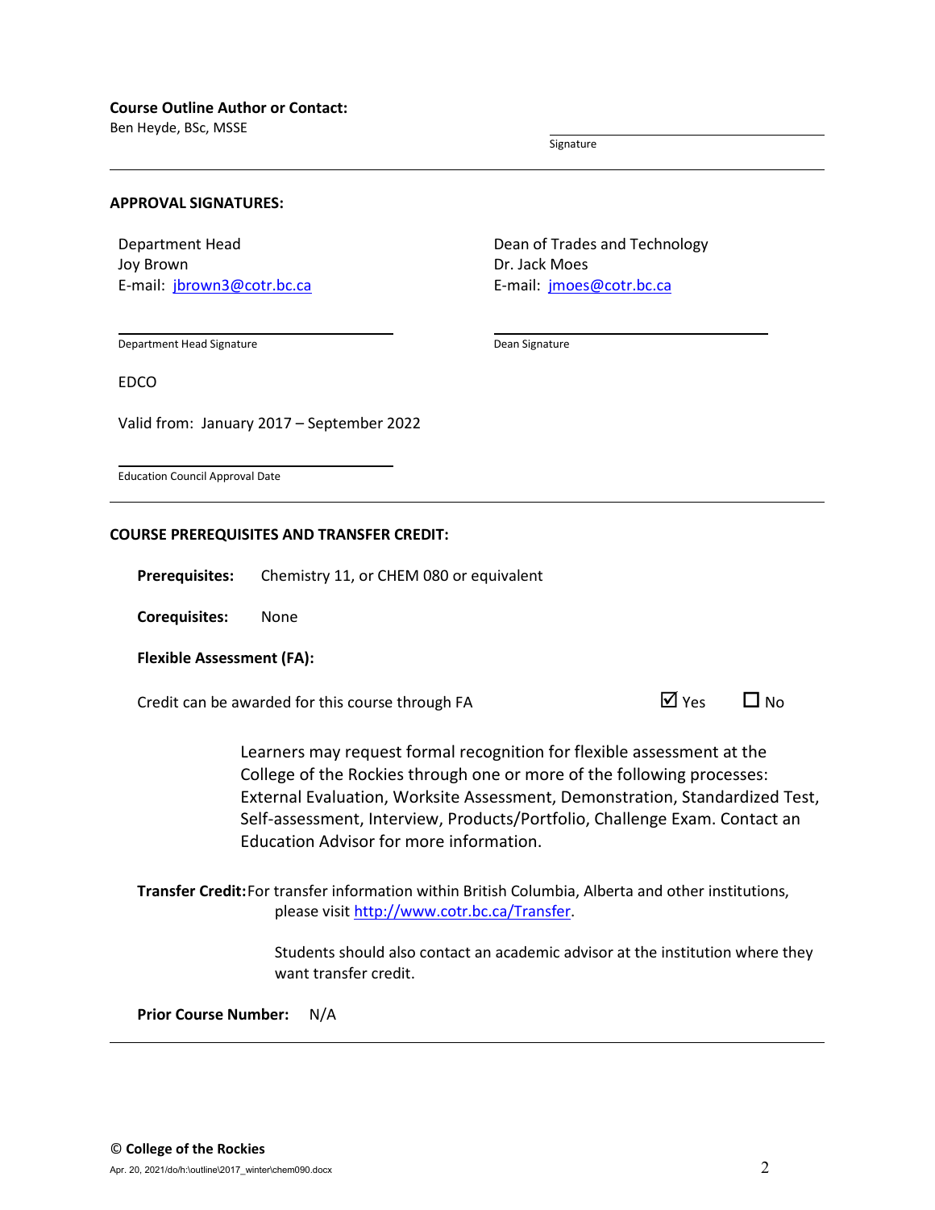**Course Outline Author or Contact:**
Ben Heyde, BSc, MSSE

Signature

---

**APPROVAL SIGNATURES:**

Department Head
Joy Brown
E-mail: jbrown3@cotr.bc.ca

Department Head Signature

Dean of Trades and Technology
Dr. Jack Moes
E-mail: jmoes@cotr.bc.ca

Dean Signature

EDCO

Valid from: January 2017 – September 2022

Education Council Approval Date

---

**COURSE PREREQUISITES AND TRANSFER CREDIT:**

**Prerequisites:** Chemistry 11, or CHEM 080 or equivalent

**Corequisites:** None

**Flexible Assessment (FA):**

Credit can be awarded for this course through FA ☑ Yes ☐ No

Learners may request formal recognition for flexible assessment at the College of the Rockies through one or more of the following processes: External Evaluation, Worksite Assessment, Demonstration, Standardized Test, Self-assessment, Interview, Products/Portfolio, Challenge Exam. Contact an Education Advisor for more information.

**Transfer Credit:** For transfer information within British Columbia, Alberta and other institutions, please visit http://www.cotr.bc.ca/Transfer.

Students should also contact an academic advisor at the institution where they want transfer credit.

**Prior Course Number:** N/A

---

© **College of the Rockies**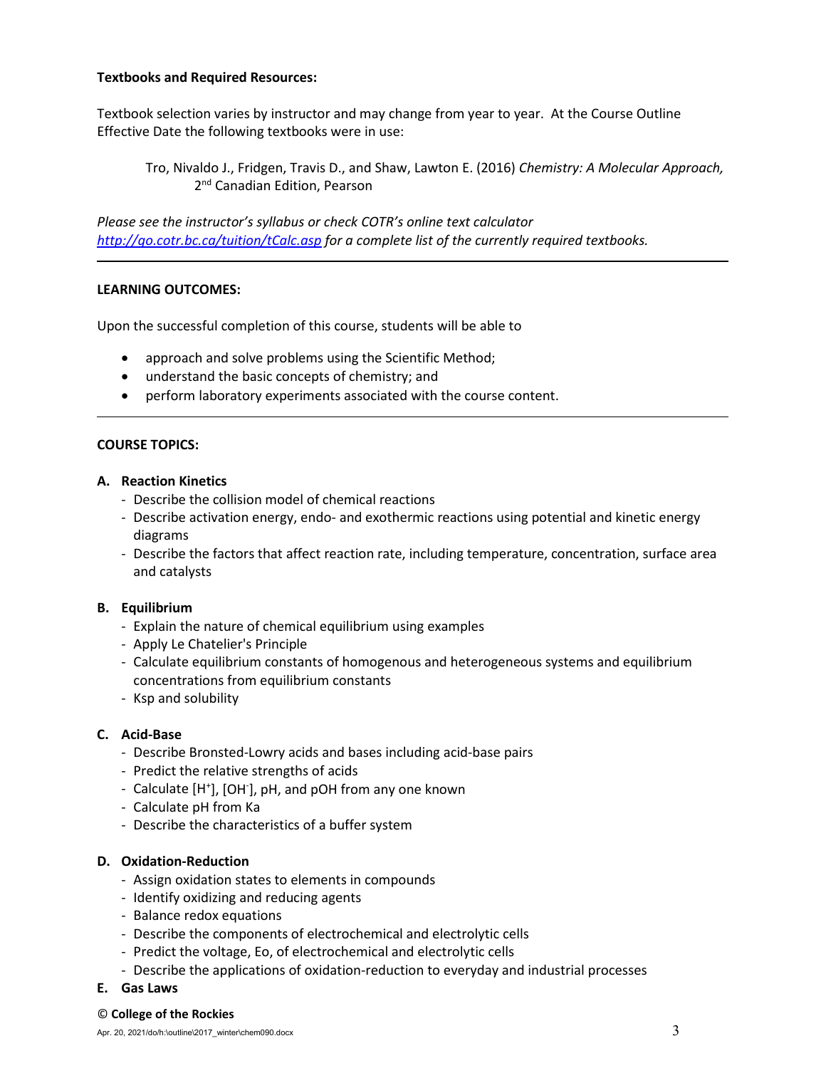**Textbooks and Required Resources:**

Textbook selection varies by instructor and may change from year to year. At the Course Outline Effective Date the following textbooks were in use:

> Tro, Nivaldo J., Fridgen, Travis D., and Shaw, Lawton E. (2016) *Chemistry: A Molecular Approach,* 2nd Canadian Edition, Pearson

*Please see the instructor's syllabus or check COTR's online text calculator [http://go.cotr.bc.ca/tuition/tCalc.asp](http://go.cotr.bc.ca/tuition/tCalc.asp) for a complete list of the currently required textbooks.*

---

**LEARNING OUTCOMES:**

Upon the successful completion of this course, students will be able to

- approach and solve problems using the Scientific Method;
- understand the basic concepts of chemistry; and
- perform laboratory experiments associated with the course content.

---

**COURSE TOPICS:**

**A. Reaction Kinetics**

- Describe the collision model of chemical reactions
- Describe activation energy, endo- and exothermic reactions using potential and kinetic energy diagrams
- Describe the factors that affect reaction rate, including temperature, concentration, surface area and catalysts

**B. Equilibrium**

- Explain the nature of chemical equilibrium using examples
- Apply Le Chatelier's Principle
- Calculate equilibrium constants of homogenous and heterogeneous systems and equilibrium concentrations from equilibrium constants
- Ksp and solubility

**C. Acid-Base**

- Describe Bronsted-Lowry acids and bases including acid-base pairs
- Predict the relative strengths of acids
- Calculate $[H^+]$, $[OH^-]$, pH, and pOH from any one known
- Calculate pH from Ka
- Describe the characteristics of a buffer system

**D. Oxidation-Reduction**

- Assign oxidation states to elements in compounds
- Identify oxidizing and reducing agents
- Balance redox equations
- Describe the components of electrochemical and electrolytic cells
- Predict the voltage, Eo, of electrochemical and electrolytic cells
- Describe the applications of oxidation-reduction to everyday and industrial processes

**E. Gas Laws**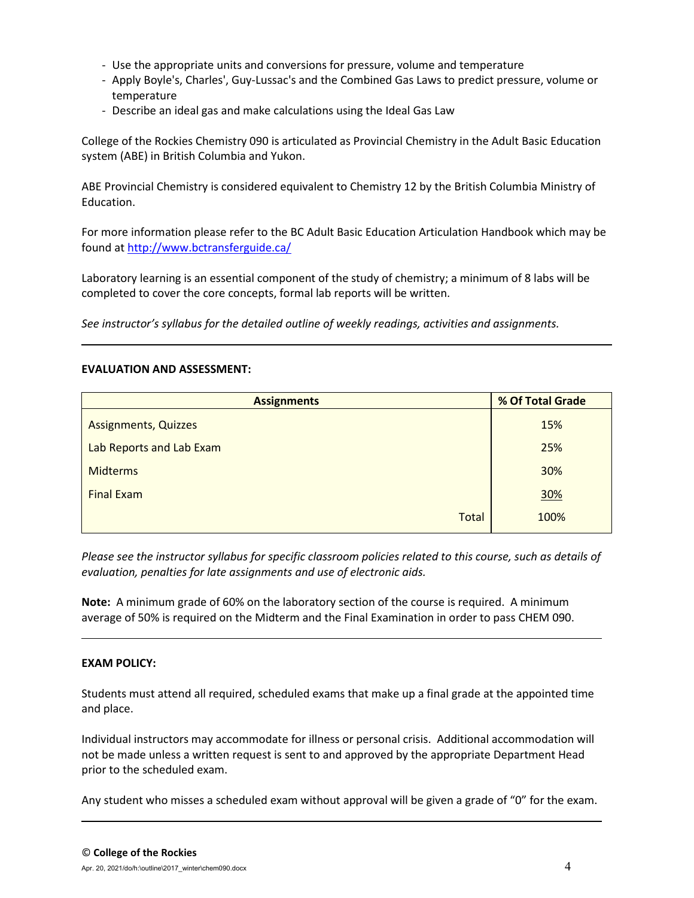- Use the appropriate units and conversions for pressure, volume and temperature
- Apply Boyle's, Charles', Guy-Lussac's and the Combined Gas Laws to predict pressure, volume or temperature
- Describe an ideal gas and make calculations using the Ideal Gas Law

College of the Rockies Chemistry 090 is articulated as Provincial Chemistry in the Adult Basic Education system (ABE) in British Columbia and Yukon.

ABE Provincial Chemistry is considered equivalent to Chemistry 12 by the British Columbia Ministry of Education.

For more information please refer to the BC Adult Basic Education Articulation Handbook which may be found at http://www.bctransferguide.ca/

Laboratory learning is an essential component of the study of chemistry; a minimum of 8 labs will be completed to cover the core concepts, formal lab reports will be written.

*See instructor's syllabus for the detailed outline of weekly readings, activities and assignments.*

---

**EVALUATION AND ASSESSMENT:**

| Assignments | % Of Total Grade |
|---|---|
| Assignments, Quizzes | 15% |
| Lab Reports and Lab Exam | 25% |
| Midterms | 30% |
| Final Exam | 30% |
| Total | 100% |

*Please see the instructor syllabus for specific classroom policies related to this course, such as details of evaluation, penalties for late assignments and use of electronic aids.*

**Note:** A minimum grade of 60% on the laboratory section of the course is required. A minimum average of 50% is required on the Midterm and the Final Examination in order to pass CHEM 090.

---

**EXAM POLICY:**

Students must attend all required, scheduled exams that make up a final grade at the appointed time and place.

Individual instructors may accommodate for illness or personal crisis. Additional accommodation will not be made unless a written request is sent to and approved by the appropriate Department Head prior to the scheduled exam.

Any student who misses a scheduled exam without approval will be given a grade of "0" for the exam.

---

© **College of the Rockies**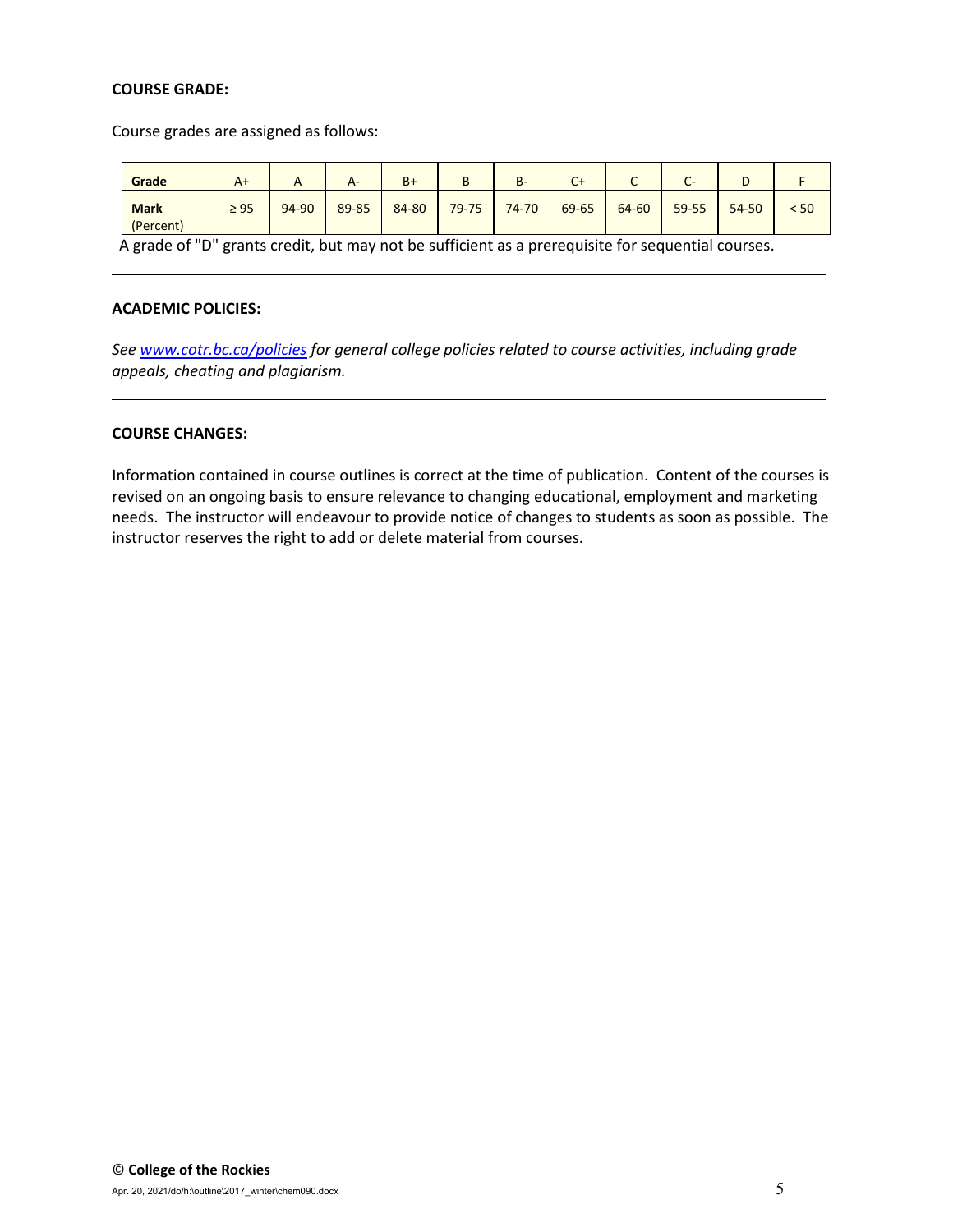**COURSE GRADE:**

Course grades are assigned as follows:

| **Grade** | A+ | A | A- | B+ | B | B- | C+ | C | C- | D | F |
|---|---|---|---|---|---|---|---|---|---|---|---|
| **Mark** (Percent) | ≥ 95 | 94-90 | 89-85 | 84-80 | 79-75 | 74-70 | 69-65 | 64-60 | 59-55 | 54-50 | < 50 |

A grade of "D" grants credit, but may not be sufficient as a prerequisite for sequential courses.

---

**ACADEMIC POLICIES:**

*See [www.cotr.bc.ca/policies](www.cotr.bc.ca/policies) for general college policies related to course activities, including grade appeals, cheating and plagiarism.*

---

**COURSE CHANGES:**

Information contained in course outlines is correct at the time of publication. Content of the courses is revised on an ongoing basis to ensure relevance to changing educational, employment and marketing needs. The instructor will endeavour to provide notice of changes to students as soon as possible. The instructor reserves the right to add or delete material from courses.